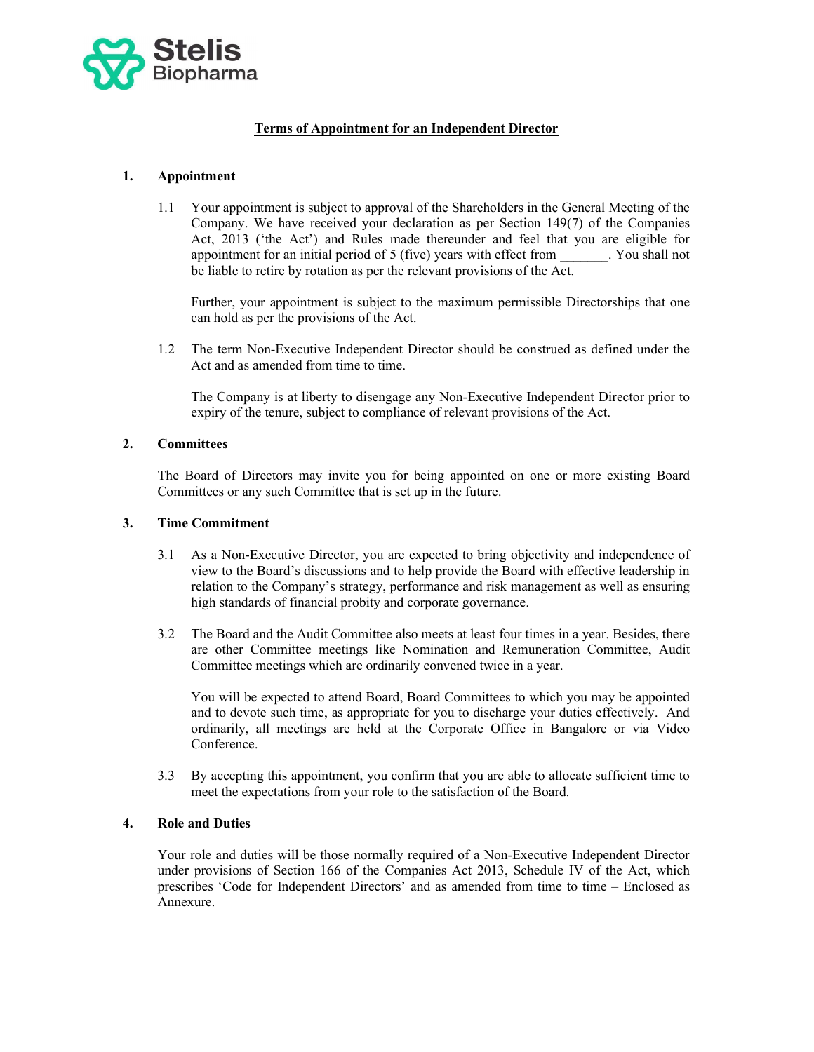Stelis Biopharma

# Terms of Appointment for an Independent Director

## 1. Appointment

1.1 Your appointment is subject to approval of the Shareholders in the General Meeting of the Company. We have received your declaration as per Section 149(7) of the Companies Act, 2013 ('the Act') and Rules made thereunder and feel that you are eligible for appointment for an initial period of 5 (five) years with effect from _______. You shall not be liable to retire by rotation as per the relevant provisions of the Act.

Further, your appointment is subject to the maximum permissible Directorships that one can hold as per the provisions of the Act.

1.2 The term Non-Executive Independent Director should be construed as defined under the Act and as amended from time to time.

The Company is at liberty to disengage any Non-Executive Independent Director prior to expiry of the tenure, subject to compliance of relevant provisions of the Act.

## 2. Committees

The Board of Directors may invite you for being appointed on one or more existing Board Committees or any such Committee that is set up in the future.

## 3. Time Commitment

3.1 As a Non-Executive Director, you are expected to bring objectivity and independence of view to the Board's discussions and to help provide the Board with effective leadership in relation to the Company's strategy, performance and risk management as well as ensuring high standards of financial probity and corporate governance.

3.2 The Board and the Audit Committee also meets at least four times in a year. Besides, there are other Committee meetings like Nomination and Remuneration Committee, Audit Committee meetings which are ordinarily convened twice in a year.

You will be expected to attend Board, Board Committees to which you may be appointed and to devote such time, as appropriate for you to discharge your duties effectively. And ordinarily, all meetings are held at the Corporate Office in Bangalore or via Video Conference.

3.3 By accepting this appointment, you confirm that you are able to allocate sufficient time to meet the expectations from your role to the satisfaction of the Board.

## 4. Role and Duties

Your role and duties will be those normally required of a Non-Executive Independent Director under provisions of Section 166 of the Companies Act 2013, Schedule IV of the Act, which prescribes 'Code for Independent Directors' and as amended from time to time – Enclosed as Annexure.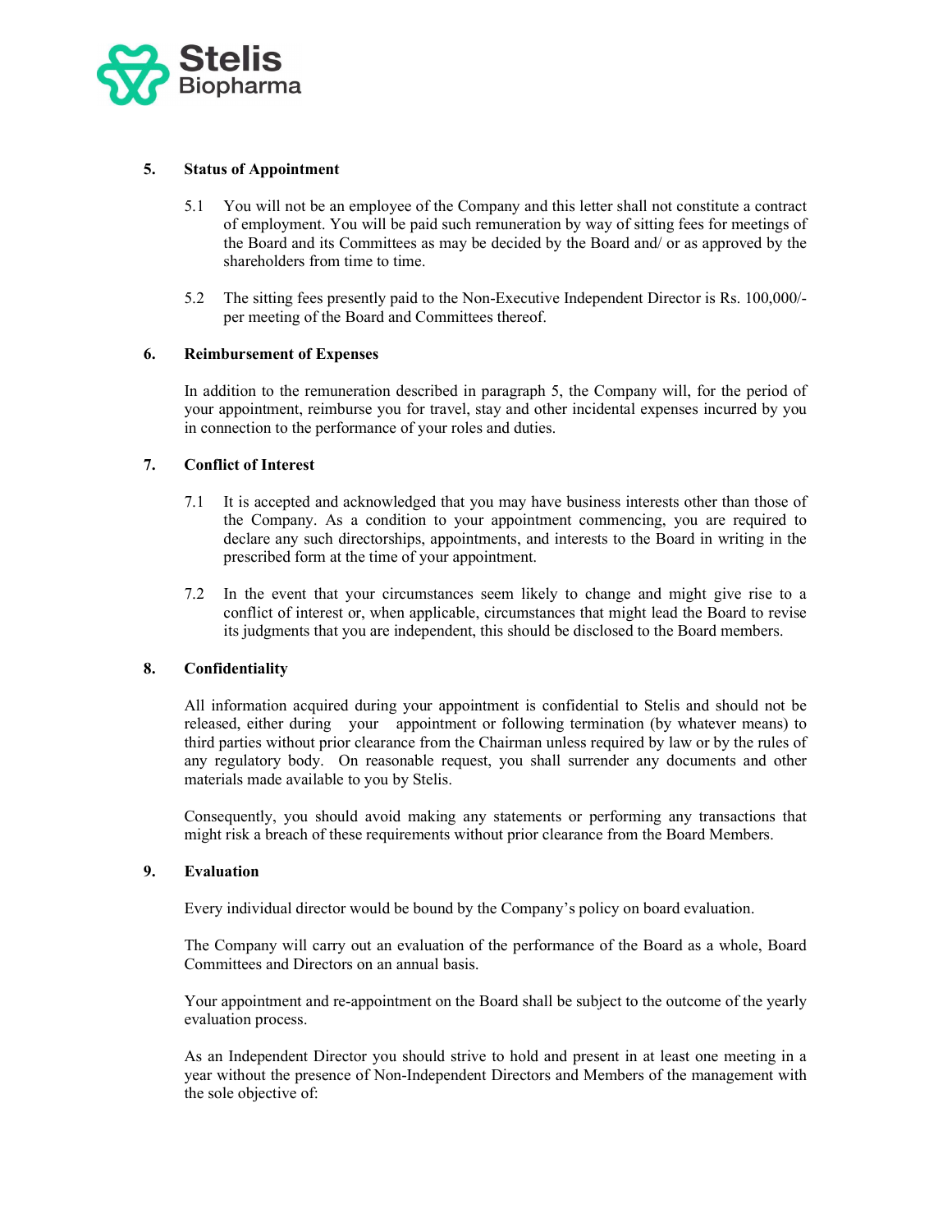**5. Status of Appointment**

5.1 You will not be an employee of the Company and this letter shall not constitute a contract of employment. You will be paid such remuneration by way of sitting fees for meetings of the Board and its Committees as may be decided by the Board and/ or as approved by the shareholders from time to time.

5.2 The sitting fees presently paid to the Non-Executive Independent Director is Rs. 100,000/- per meeting of the Board and Committees thereof.

**6. Reimbursement of Expenses**

In addition to the remuneration described in paragraph 5, the Company will, for the period of your appointment, reimburse you for travel, stay and other incidental expenses incurred by you in connection to the performance of your roles and duties.

**7. Conflict of Interest**

7.1 It is accepted and acknowledged that you may have business interests other than those of the Company. As a condition to your appointment commencing, you are required to declare any such directorships, appointments, and interests to the Board in writing in the prescribed form at the time of your appointment.

7.2 In the event that your circumstances seem likely to change and might give rise to a conflict of interest or, when applicable, circumstances that might lead the Board to revise its judgments that you are independent, this should be disclosed to the Board members.

**8. Confidentiality**

All information acquired during your appointment is confidential to Stelis and should not be released, either during your appointment or following termination (by whatever means) to third parties without prior clearance from the Chairman unless required by law or by the rules of any regulatory body. On reasonable request, you shall surrender any documents and other materials made available to you by Stelis.

Consequently, you should avoid making any statements or performing any transactions that might risk a breach of these requirements without prior clearance from the Board Members.

**9. Evaluation**

Every individual director would be bound by the Company's policy on board evaluation.

The Company will carry out an evaluation of the performance of the Board as a whole, Board Committees and Directors on an annual basis.

Your appointment and re-appointment on the Board shall be subject to the outcome of the yearly evaluation process.

As an Independent Director you should strive to hold and present in at least one meeting in a year without the presence of Non-Independent Directors and Members of the management with the sole objective of: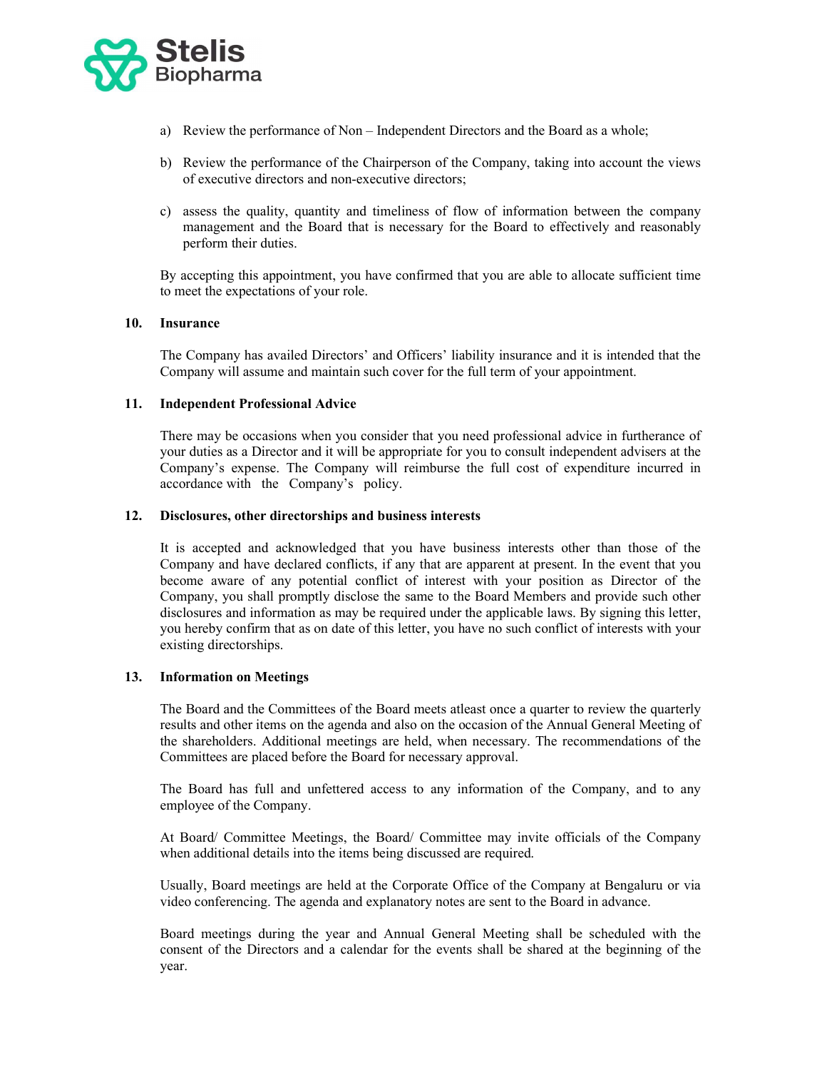a) Review the performance of Non – Independent Directors and the Board as a whole;

b) Review the performance of the Chairperson of the Company, taking into account the views of executive directors and non-executive directors;

c) assess the quality, quantity and timeliness of flow of information between the company management and the Board that is necessary for the Board to effectively and reasonably perform their duties.

By accepting this appointment, you have confirmed that you are able to allocate sufficient time to meet the expectations of your role.

**10. Insurance**

The Company has availed Directors' and Officers' liability insurance and it is intended that the Company will assume and maintain such cover for the full term of your appointment.

**11. Independent Professional Advice**

There may be occasions when you consider that you need professional advice in furtherance of your duties as a Director and it will be appropriate for you to consult independent advisers at the Company's expense. The Company will reimburse the full cost of expenditure incurred in accordance with the Company's policy.

**12. Disclosures, other directorships and business interests**

It is accepted and acknowledged that you have business interests other than those of the Company and have declared conflicts, if any that are apparent at present. In the event that you become aware of any potential conflict of interest with your position as Director of the Company, you shall promptly disclose the same to the Board Members and provide such other disclosures and information as may be required under the applicable laws. By signing this letter, you hereby confirm that as on date of this letter, you have no such conflict of interests with your existing directorships.

**13. Information on Meetings**

The Board and the Committees of the Board meets atleast once a quarter to review the quarterly results and other items on the agenda and also on the occasion of the Annual General Meeting of the shareholders. Additional meetings are held, when necessary. The recommendations of the Committees are placed before the Board for necessary approval.

The Board has full and unfettered access to any information of the Company, and to any employee of the Company.

At Board/ Committee Meetings, the Board/ Committee may invite officials of the Company when additional details into the items being discussed are required.

Usually, Board meetings are held at the Corporate Office of the Company at Bengaluru or via video conferencing. The agenda and explanatory notes are sent to the Board in advance.

Board meetings during the year and Annual General Meeting shall be scheduled with the consent of the Directors and a calendar for the events shall be shared at the beginning of the year.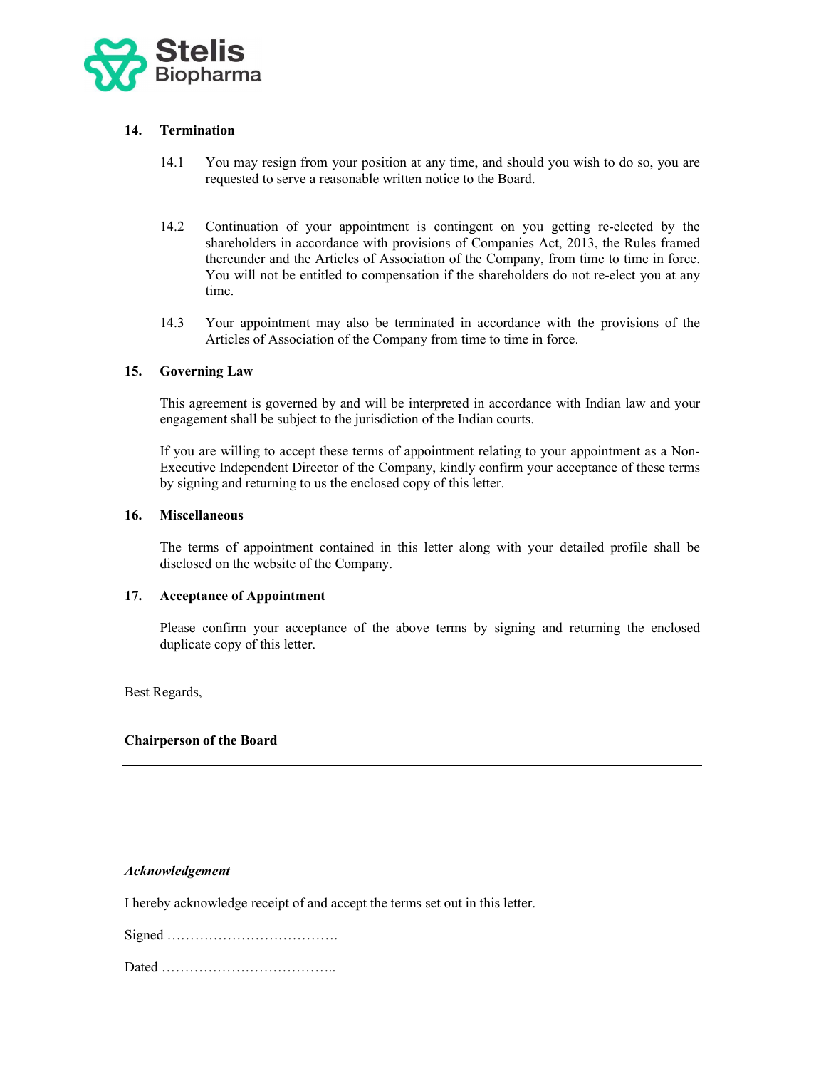## 14. Termination

14.1 You may resign from your position at any time, and should you wish to do so, you are requested to serve a reasonable written notice to the Board.

14.2 Continuation of your appointment is contingent on you getting re-elected by the shareholders in accordance with provisions of Companies Act, 2013, the Rules framed thereunder and the Articles of Association of the Company, from time to time in force. You will not be entitled to compensation if the shareholders do not re-elect you at any time.

14.3 Your appointment may also be terminated in accordance with the provisions of the Articles of Association of the Company from time to time in force.

## 15. Governing Law

This agreement is governed by and will be interpreted in accordance with Indian law and your engagement shall be subject to the jurisdiction of the Indian courts.

If you are willing to accept these terms of appointment relating to your appointment as a Non-Executive Independent Director of the Company, kindly confirm your acceptance of these terms by signing and returning to us the enclosed copy of this letter.

## 16. Miscellaneous

The terms of appointment contained in this letter along with your detailed profile shall be disclosed on the website of the Company.

## 17. Acceptance of Appointment

Please confirm your acceptance of the above terms by signing and returning the enclosed duplicate copy of this letter.

Best Regards,

**Chairperson of the Board**

---

***Acknowledgement***

I hereby acknowledge receipt of and accept the terms set out in this letter.

Signed ……………………………….

Dated ………………………………..